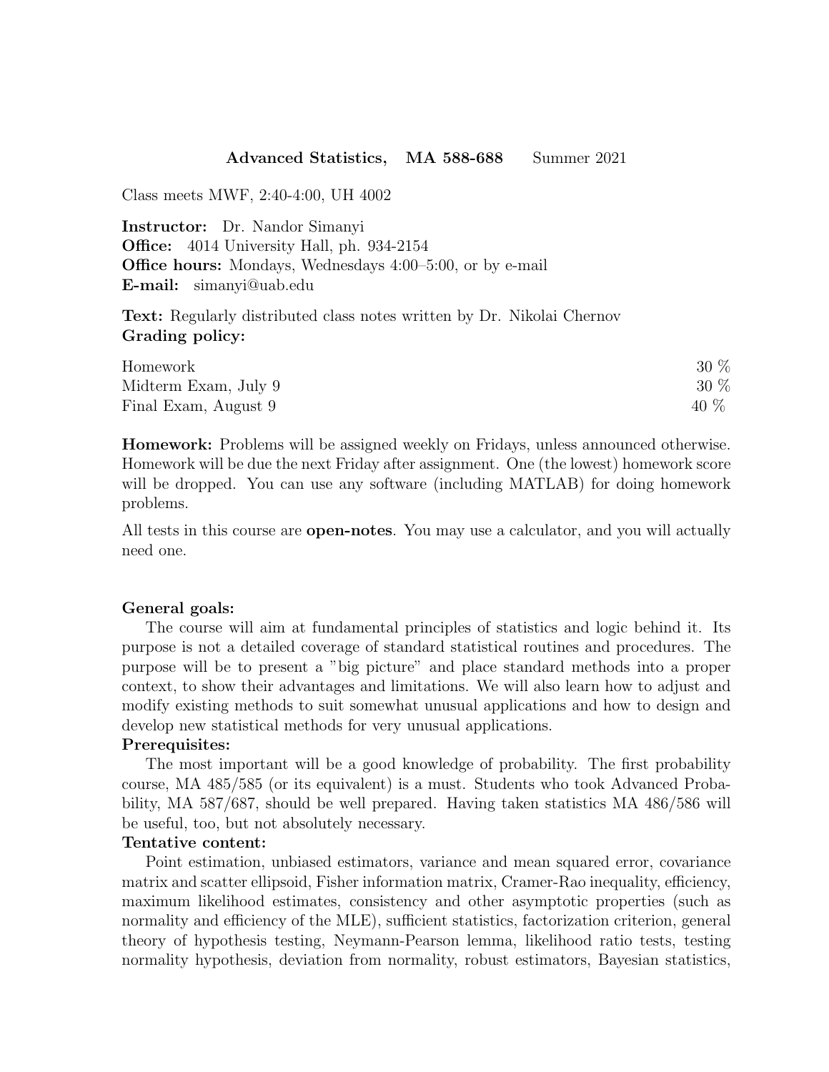**Advanced Statistics, MA 588-688** Summer 2021

Class meets MWF, 2:40-4:00, UH 4002

**Instructor:** Dr. Nandor Simanyi
**Office:** 4014 University Hall, ph. 934-2154
**Office hours:** Mondays, Wednesdays 4:00–5:00, or by e-mail
**E-mail:** simanyi@uab.edu

**Text:** Regularly distributed class notes written by Dr. Nikolai Chernov
**Grading policy:**

| | |
|---|---|
| Homework | 30 % |
| Midterm Exam, July 9 | 30 % |
| Final Exam, August 9 | 40 % |

**Homework:** Problems will be assigned weekly on Fridays, unless announced otherwise. Homework will be due the next Friday after assignment. One (the lowest) homework score will be dropped. You can use any software (including MATLAB) for doing homework problems.

All tests in this course are **open-notes**. You may use a calculator, and you will actually need one.

**General goals:**

The course will aim at fundamental principles of statistics and logic behind it. Its purpose is not a detailed coverage of standard statistical routines and procedures. The purpose will be to present a "big picture" and place standard methods into a proper context, to show their advantages and limitations. We will also learn how to adjust and modify existing methods to suit somewhat unusual applications and how to design and develop new statistical methods for very unusual applications.

**Prerequisites:**

The most important will be a good knowledge of probability. The first probability course, MA 485/585 (or its equivalent) is a must. Students who took Advanced Probability, MA 587/687, should be well prepared. Having taken statistics MA 486/586 will be useful, too, but not absolutely necessary.

**Tentative content:**

Point estimation, unbiased estimators, variance and mean squared error, covariance matrix and scatter ellipsoid, Fisher information matrix, Cramer-Rao inequality, efficiency, maximum likelihood estimates, consistency and other asymptotic properties (such as normality and efficiency of the MLE), sufficient statistics, factorization criterion, general theory of hypothesis testing, Neymann-Pearson lemma, likelihood ratio tests, testing normality hypothesis, deviation from normality, robust estimators, Bayesian statistics,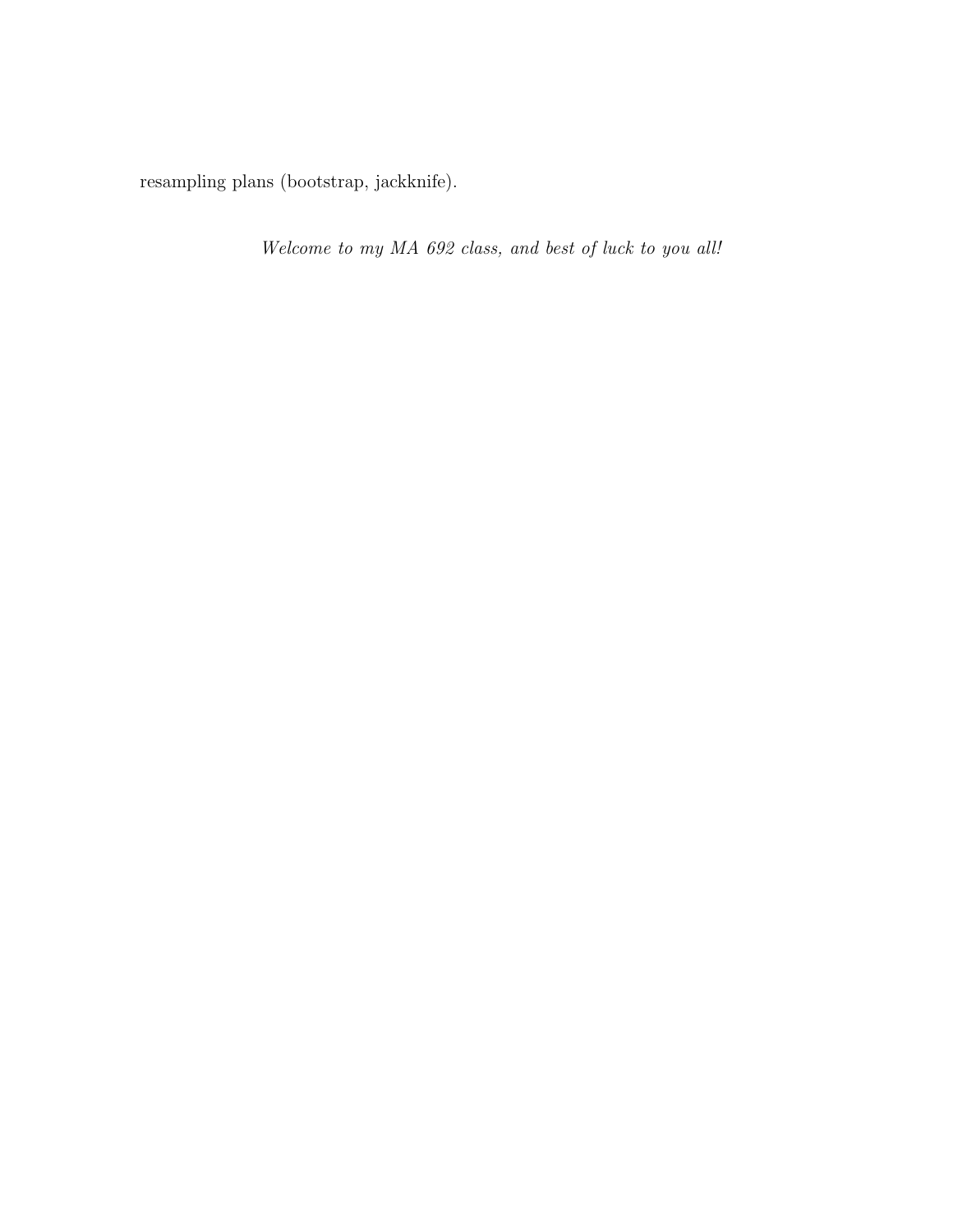resampling plans (bootstrap, jackknife).

*Welcome to my MA 692 class, and best of luck to you all!*